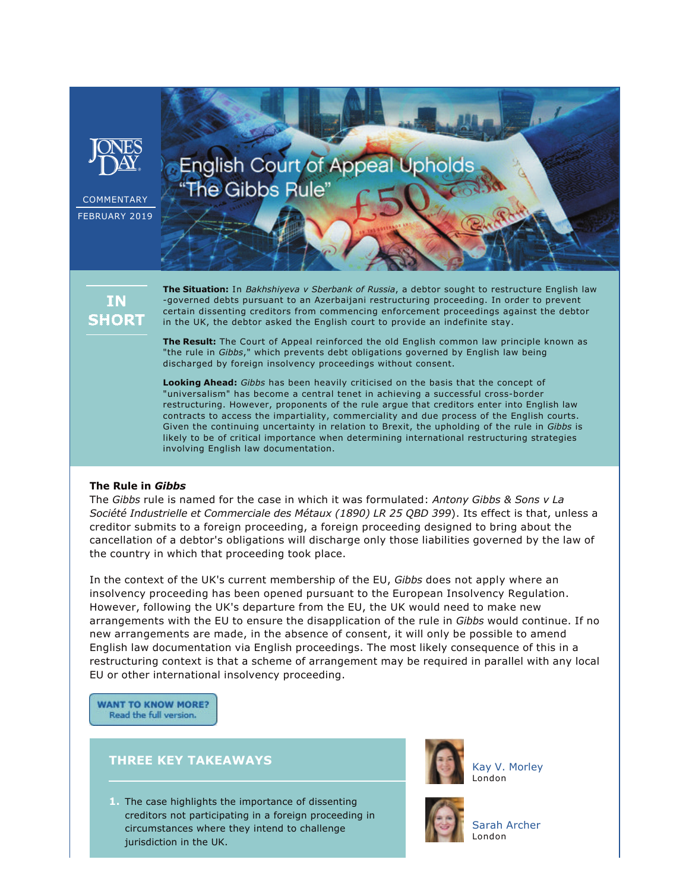JONES DAY

COMMENTARY

FEBRUARY 2019

# English Court of Appeal Upholds "The Gibbs Rule"

## IN SHORT

**The Situation:** In *Bakhshiyeva v Sberbank of Russia*, a debtor sought to restructure English law-governed debts pursuant to an Azerbaijani restructuring proceeding. In order to prevent certain dissenting creditors from commencing enforcement proceedings against the debtor in the UK, the debtor asked the English court to provide an indefinite stay.

**The Result:** The Court of Appeal reinforced the old English common law principle known as "the rule in *Gibbs*," which prevents debt obligations governed by English law being discharged by foreign insolvency proceedings without consent.

**Looking Ahead:** *Gibbs* has been heavily criticised on the basis that the concept of "universalism" has become a central tenet in achieving a successful cross-border restructuring. However, proponents of the rule argue that creditors enter into English law contracts to access the impartiality, commerciality and due process of the English courts. Given the continuing uncertainty in relation to Brexit, the upholding of the rule in *Gibbs* is likely to be of critical importance when determining international restructuring strategies involving English law documentation.

**The Rule in *Gibbs***

The *Gibbs* rule is named for the case in which it was formulated: *Antony Gibbs & Sons v La Société Industrielle et Commerciale des Métaux (1890) LR 25 QBD 399*). Its effect is that, unless a creditor submits to a foreign proceeding, a foreign proceeding designed to bring about the cancellation of a debtor's obligations will discharge only those liabilities governed by the law of the country in which that proceeding took place.

In the context of the UK's current membership of the EU, *Gibbs* does not apply where an insolvency proceeding has been opened pursuant to the European Insolvency Regulation. However, following the UK's departure from the EU, the UK would need to make new arrangements with the EU to ensure the disapplication of the rule in *Gibbs* would continue. If no new arrangements are made, in the absence of consent, it will only be possible to amend English law documentation via English proceedings. The most likely consequence of this in a restructuring context is that a scheme of arrangement may be required in parallel with any local EU or other international insolvency proceeding.

WANT TO KNOW MORE? Read the full version.

## THREE KEY TAKEAWAYS

1. The case highlights the importance of dissenting creditors not participating in a foreign proceeding in circumstances where they intend to challenge jurisdiction in the UK.

Kay V. Morley
London

Sarah Archer
London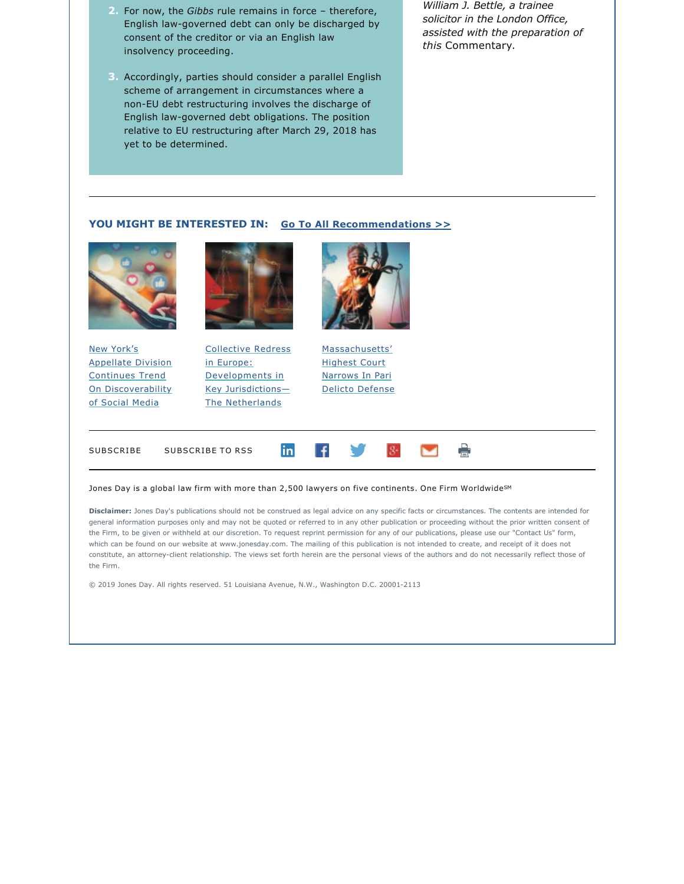2. For now, the *Gibbs* rule remains in force – therefore, English law-governed debt can only be discharged by consent of the creditor or via an English law insolvency proceeding.

3. Accordingly, parties should consider a parallel English scheme of arrangement in circumstances where a non-EU debt restructuring involves the discharge of English law-governed debt obligations. The position relative to EU restructuring after March 29, 2018 has yet to be determined.

*William J. Bettle, a trainee solicitor in the London Office, assisted with the preparation of this* Commentary.

---

**YOU MIGHT BE INTERESTED IN:** **Go To All Recommendations >>**

New York's Appellate Division Continues Trend On Discoverability of Social Media

Collective Redress in Europe: Developments in Key Jurisdictions—The Netherlands

Massachusetts' Highest Court Narrows In Pari Delicto Defense

---

SUBSCRIBE SUBSCRIBE TO RSS

---

Jones Day is a global law firm with more than 2,500 lawyers on five continents. One Firm Worldwide℠

**Disclaimer:** Jones Day's publications should not be construed as legal advice on any specific facts or circumstances. The contents are intended for general information purposes only and may not be quoted or referred to in any other publication or proceeding without the prior written consent of the Firm, to be given or withheld at our discretion. To request reprint permission for any of our publications, please use our "Contact Us" form, which can be found on our website at www.jonesday.com. The mailing of this publication is not intended to create, and receipt of it does not constitute, an attorney-client relationship. The views set forth herein are the personal views of the authors and do not necessarily reflect those of the Firm.

© 2019 Jones Day. All rights reserved. 51 Louisiana Avenue, N.W., Washington D.C. 20001-2113